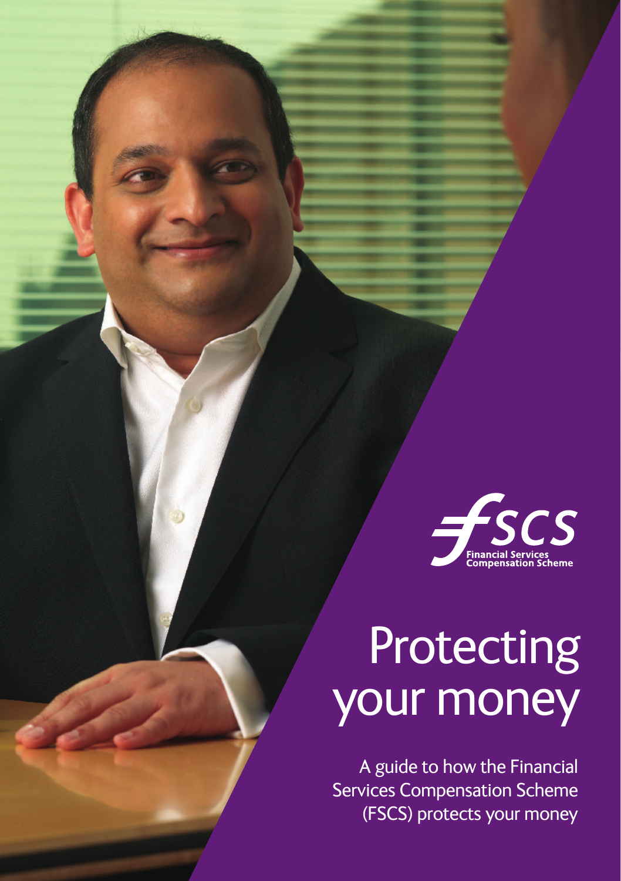fscs
Financial Services Compensation Scheme

# Protecting your money

A guide to how the Financial Services Compensation Scheme (FSCS) protects your money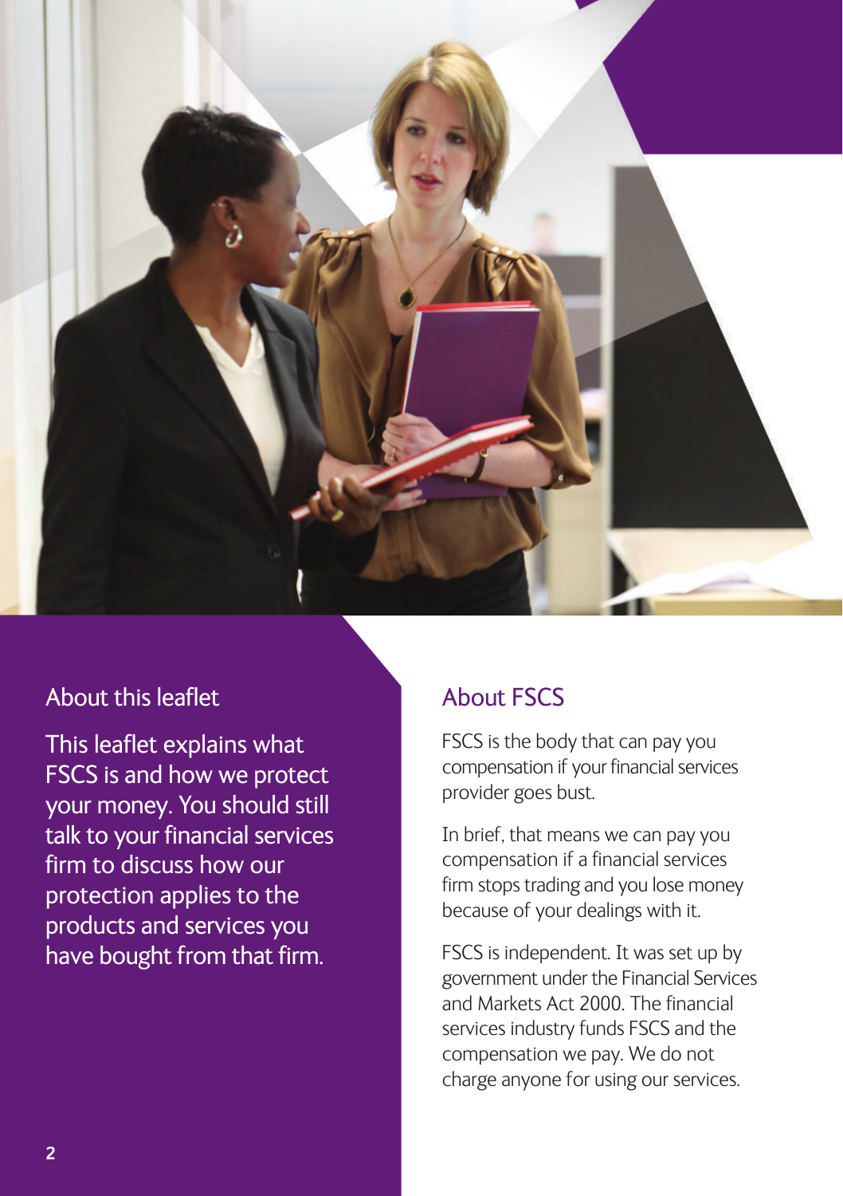## About this leaflet

This leaflet explains what FSCS is and how we protect your money. You should still talk to your financial services firm to discuss how our protection applies to the products and services you have bought from that firm.

## About FSCS

FSCS is the body that can pay you compensation if your financial services provider goes bust.

In brief, that means we can pay you compensation if a financial services firm stops trading and you lose money because of your dealings with it.

FSCS is independent. It was set up by government under the Financial Services and Markets Act 2000. The financial services industry funds FSCS and the compensation we pay. We do not charge anyone for using our services.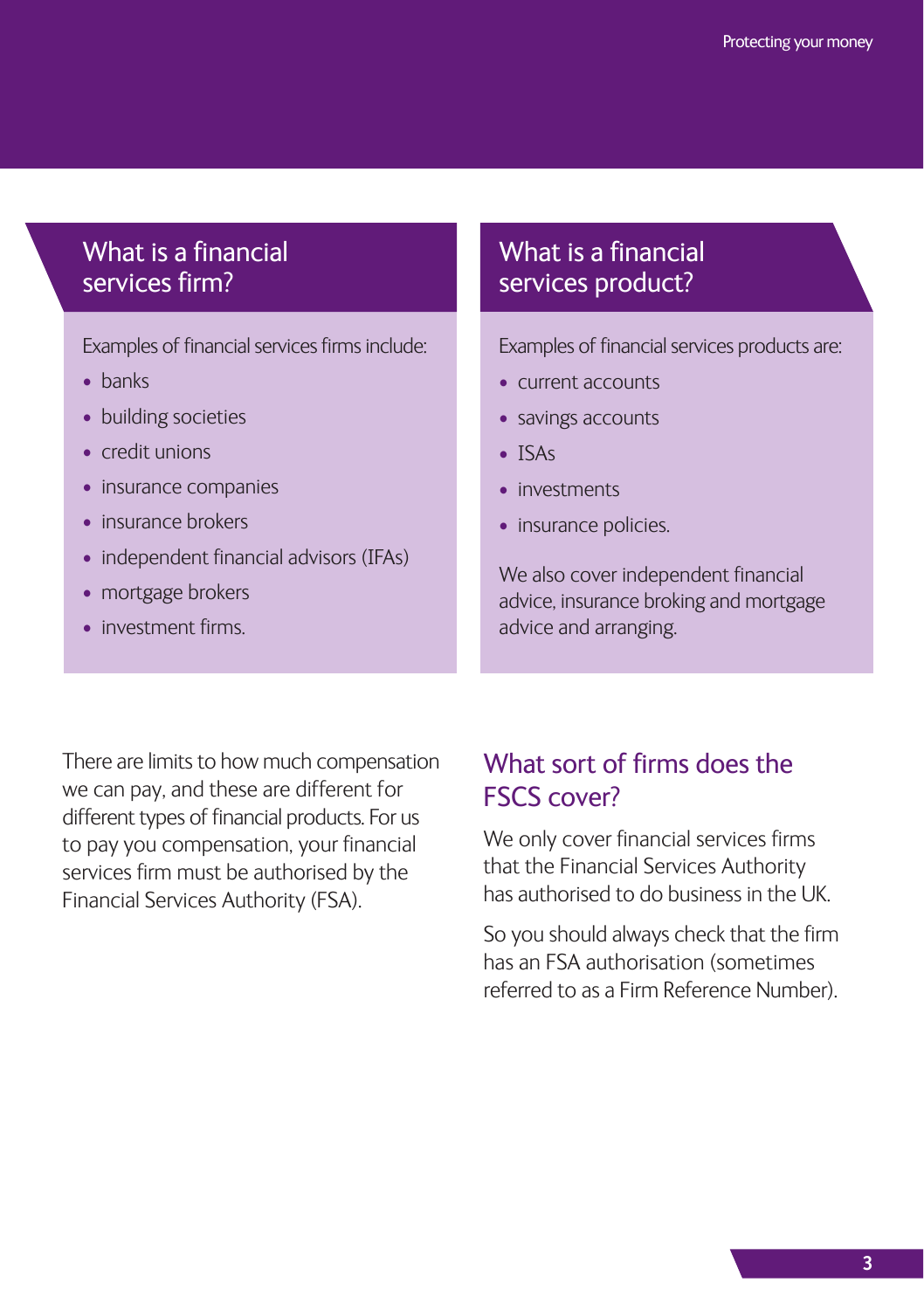## What is a financial services firm?

Examples of financial services firms include:

- banks
- building societies
- credit unions
- insurance companies
- insurance brokers
- independent financial advisors (IFAs)
- mortgage brokers
- investment firms.

## What is a financial services product?

Examples of financial services products are:

- current accounts
- savings accounts
- ISAs
- investments
- insurance policies.

We also cover independent financial advice, insurance broking and mortgage advice and arranging.

There are limits to how much compensation we can pay, and these are different for different types of financial products. For us to pay you compensation, your financial services firm must be authorised by the Financial Services Authority (FSA).

## What sort of firms does the FSCS cover?

We only cover financial services firms that the Financial Services Authority has authorised to do business in the UK.

So you should always check that the firm has an FSA authorisation (sometimes referred to as a Firm Reference Number).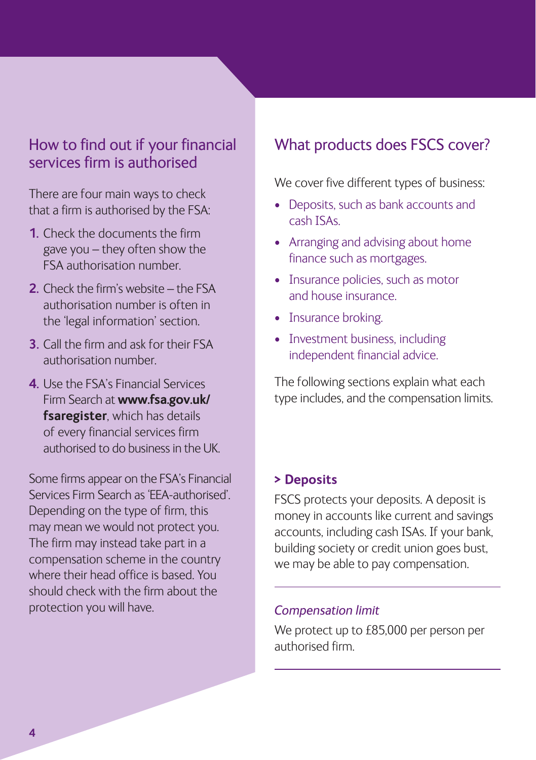## How to find out if your financial services firm is authorised

There are four main ways to check that a firm is authorised by the FSA:

1. Check the documents the firm gave you – they often show the FSA authorisation number.
2. Check the firm's website – the FSA authorisation number is often in the 'legal information' section.
3. Call the firm and ask for their FSA authorisation number.
4. Use the FSA's Financial Services Firm Search at **www.fsa.gov.uk/fsaregister**, which has details of every financial services firm authorised to do business in the UK.

Some firms appear on the FSA's Financial Services Firm Search as 'EEA-authorised'. Depending on the type of firm, this may mean we would not protect you. The firm may instead take part in a compensation scheme in the country where their head office is based. You should check with the firm about the protection you will have.

## What products does FSCS cover?

We cover five different types of business:

- Deposits, such as bank accounts and cash ISAs.
- Arranging and advising about home finance such as mortgages.
- Insurance policies, such as motor and house insurance.
- Insurance broking.
- Investment business, including independent financial advice.

The following sections explain what each type includes, and the compensation limits.

### > Deposits

FSCS protects your deposits. A deposit is money in accounts like current and savings accounts, including cash ISAs. If your bank, building society or credit union goes bust, we may be able to pay compensation.

*Compensation limit*

We protect up to £85,000 per person per authorised firm.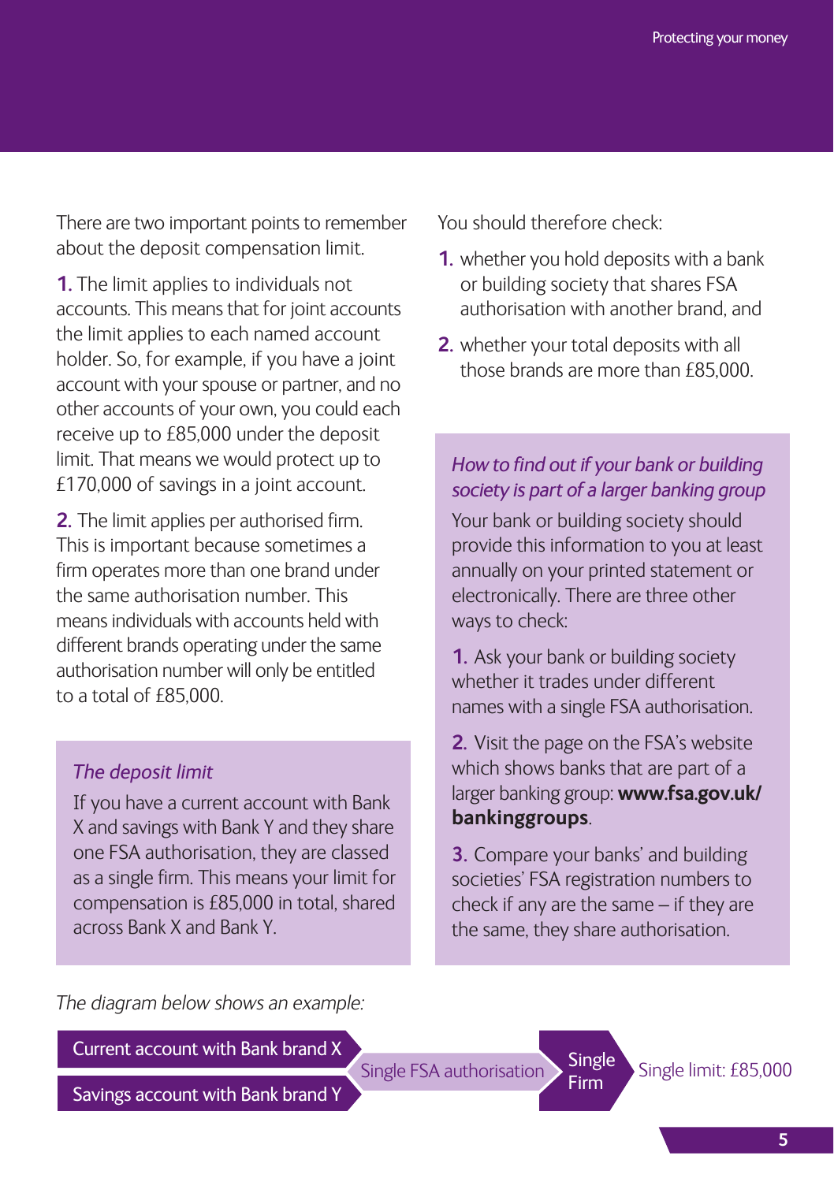There are two important points to remember about the deposit compensation limit.

**1.** The limit applies to individuals not accounts. This means that for joint accounts the limit applies to each named account holder. So, for example, if you have a joint account with your spouse or partner, and no other accounts of your own, you could each receive up to £85,000 under the deposit limit. That means we would protect up to £170,000 of savings in a joint account.

**2.** The limit applies per authorised firm. This is important because sometimes a firm operates more than one brand under the same authorisation number. This means individuals with accounts held with different brands operating under the same authorisation number will only be entitled to a total of £85,000.

### *The deposit limit*

If you have a current account with Bank X and savings with Bank Y and they share one FSA authorisation, they are classed as a single firm. This means your limit for compensation is £85,000 in total, shared across Bank X and Bank Y.

You should therefore check:

1. whether you hold deposits with a bank or building society that shares FSA authorisation with another brand, and
2. whether your total deposits with all those brands are more than £85,000.

### *How to find out if your bank or building society is part of a larger banking group*

Your bank or building society should provide this information to you at least annually on your printed statement or electronically. There are three other ways to check:

1. Ask your bank or building society whether it trades under different names with a single FSA authorisation.
2. Visit the page on the FSA's website which shows banks that are part of a larger banking group: **www.fsa.gov.uk/bankinggroups**.
3. Compare your banks' and building societies' FSA registration numbers to check if any are the same – if they are the same, they share authorisation.

*The diagram below shows an example:*

Current account with Bank brand X / Savings account with Bank brand Y → Single FSA authorisation → Single Firm → Single limit: £85,000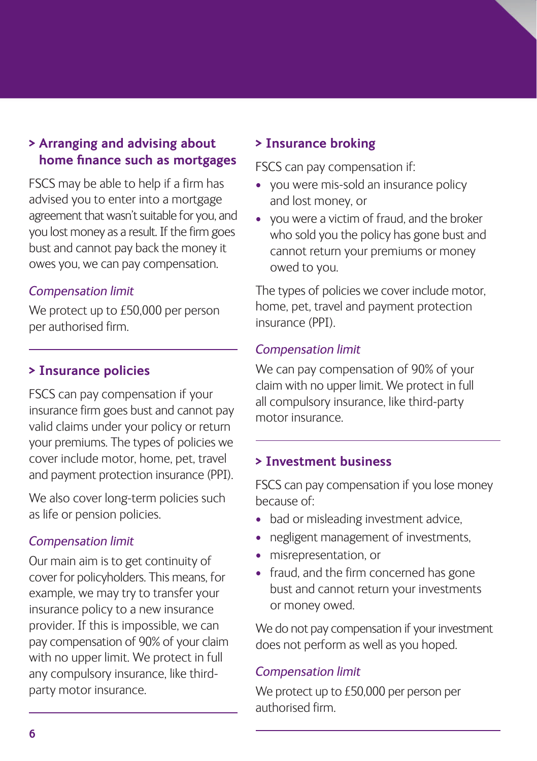### > Arranging and advising about home finance such as mortgages

FSCS may be able to help if a firm has advised you to enter into a mortgage agreement that wasn't suitable for you, and you lost money as a result. If the firm goes bust and cannot pay back the money it owes you, we can pay compensation.

*Compensation limit*

We protect up to £50,000 per person per authorised firm.

### > Insurance policies

FSCS can pay compensation if your insurance firm goes bust and cannot pay valid claims under your policy or return your premiums. The types of policies we cover include motor, home, pet, travel and payment protection insurance (PPI).

We also cover long-term policies such as life or pension policies.

*Compensation limit*

Our main aim is to get continuity of cover for policyholders. This means, for example, we may try to transfer your insurance policy to a new insurance provider. If this is impossible, we can pay compensation of 90% of your claim with no upper limit. We protect in full any compulsory insurance, like third-party motor insurance.

### > Insurance broking

FSCS can pay compensation if:

- you were mis-sold an insurance policy and lost money, or
- you were a victim of fraud, and the broker who sold you the policy has gone bust and cannot return your premiums or money owed to you.

The types of policies we cover include motor, home, pet, travel and payment protection insurance (PPI).

*Compensation limit*

We can pay compensation of 90% of your claim with no upper limit. We protect in full all compulsory insurance, like third-party motor insurance.

### > Investment business

FSCS can pay compensation if you lose money because of:

- bad or misleading investment advice,
- negligent management of investments,
- misrepresentation, or
- fraud, and the firm concerned has gone bust and cannot return your investments or money owed.

We do not pay compensation if your investment does not perform as well as you hoped.

*Compensation limit*

We protect up to £50,000 per person per authorised firm.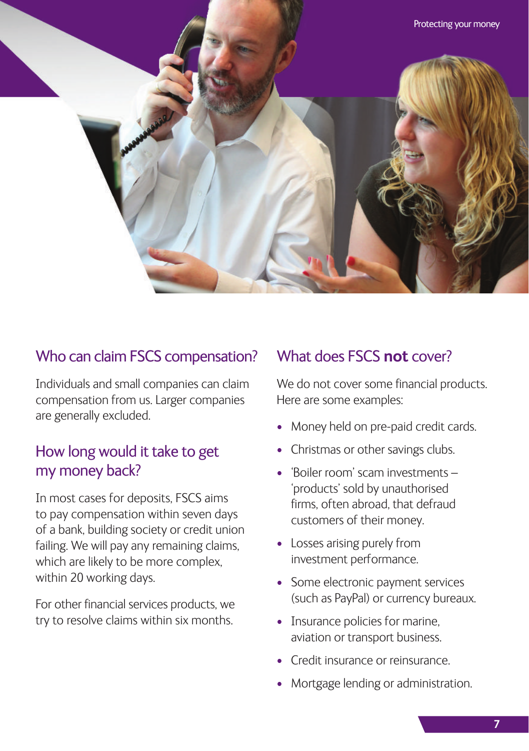## Who can claim FSCS compensation?

Individuals and small companies can claim compensation from us. Larger companies are generally excluded.

## How long would it take to get my money back?

In most cases for deposits, FSCS aims to pay compensation within seven days of a bank, building society or credit union failing. We will pay any remaining claims, which are likely to be more complex, within 20 working days.

For other financial services products, we try to resolve claims within six months.

## What does FSCS **not** cover?

We do not cover some financial products. Here are some examples:

- Money held on pre-paid credit cards.
- Christmas or other savings clubs.
- 'Boiler room' scam investments – 'products' sold by unauthorised firms, often abroad, that defraud customers of their money.
- Losses arising purely from investment performance.
- Some electronic payment services (such as PayPal) or currency bureaux.
- Insurance policies for marine, aviation or transport business.
- Credit insurance or reinsurance.
- Mortgage lending or administration.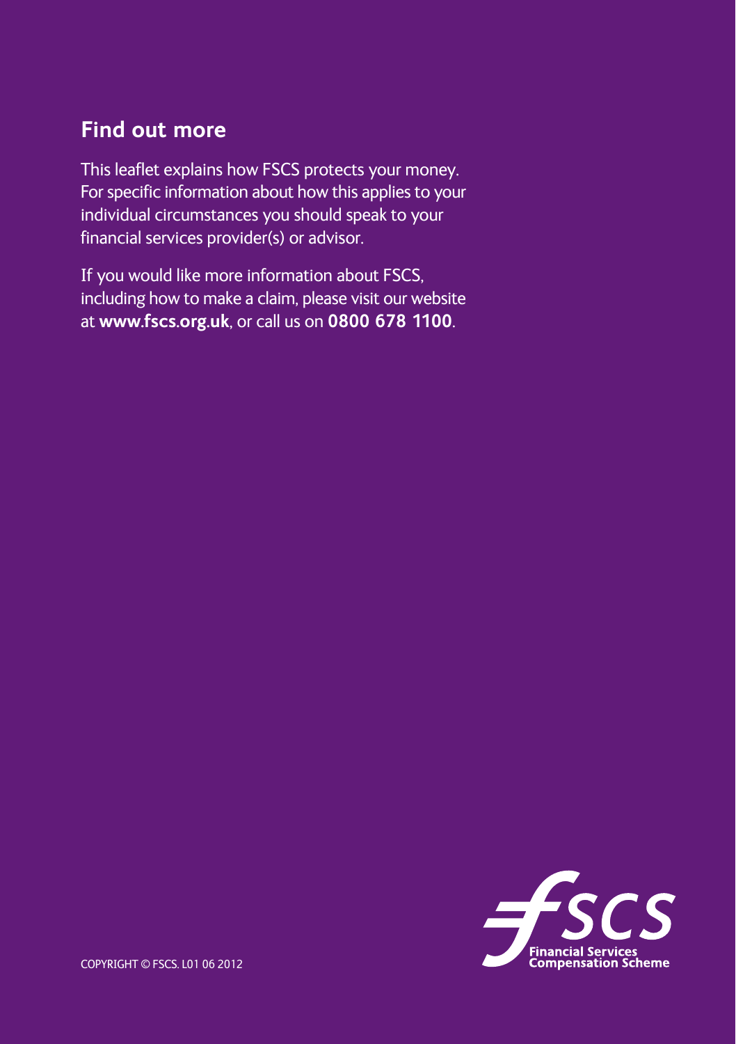## Find out more

This leaflet explains how FSCS protects your money. For specific information about how this applies to your individual circumstances you should speak to your financial services provider(s) or advisor.

If you would like more information about FSCS, including how to make a claim, please visit our website at **www.fscs.org.uk**, or call us on **0800 678 1100**.

COPYRIGHT © FSCS. L01 06 2012

FSCS
Financial Services Compensation Scheme